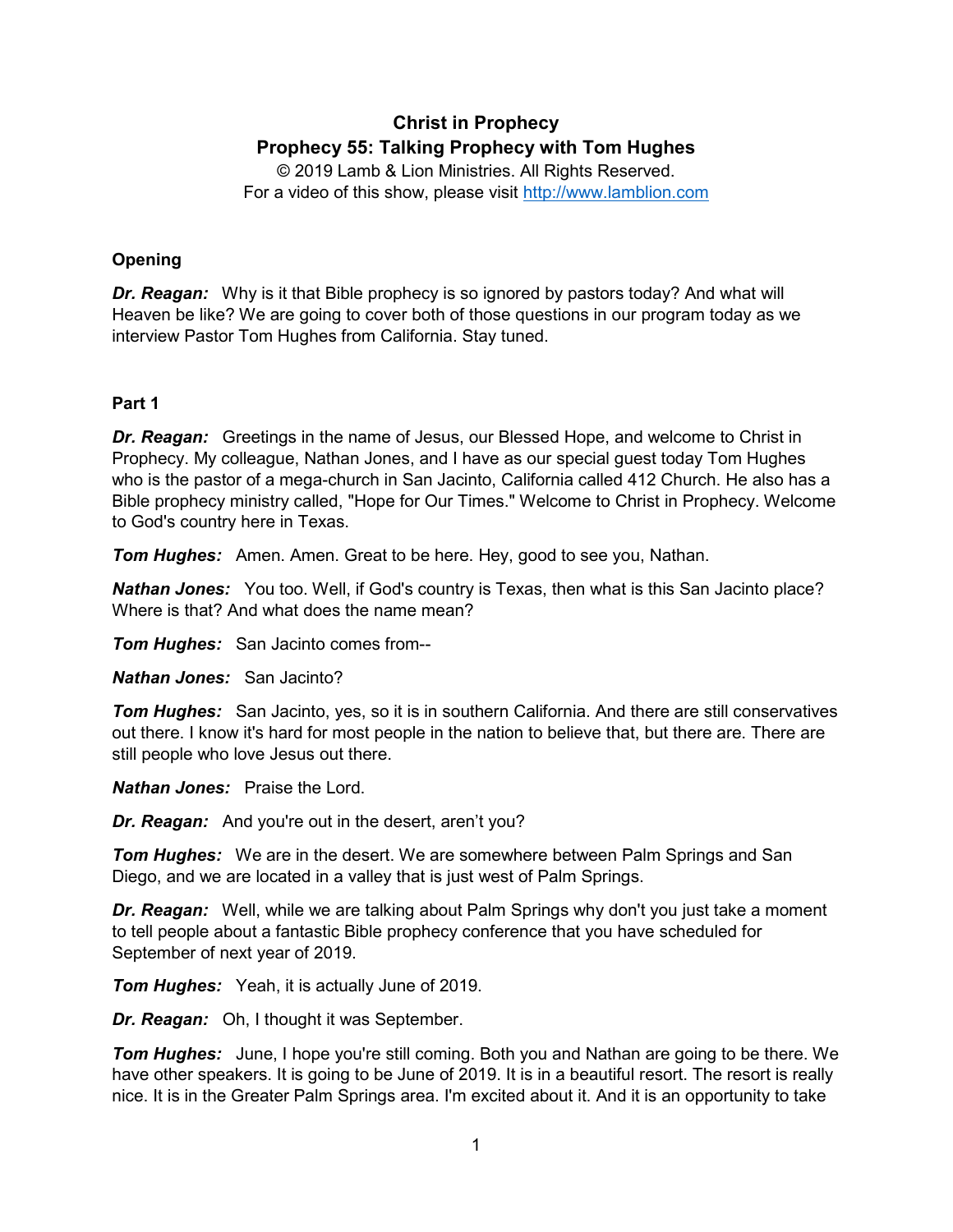**Christ in Prophecy**

**Prophecy 55: Talking Prophecy with Tom Hughes**

© 2019 Lamb & Lion Ministries. All Rights Reserved.
For a video of this show, please visit http://www.lamblion.com

### Opening

***Dr. Reagan:*** Why is it that Bible prophecy is so ignored by pastors today? And what will Heaven be like? We are going to cover both of those questions in our program today as we interview Pastor Tom Hughes from California. Stay tuned.

### Part 1

***Dr. Reagan:*** Greetings in the name of Jesus, our Blessed Hope, and welcome to Christ in Prophecy. My colleague, Nathan Jones, and I have as our special guest today Tom Hughes who is the pastor of a mega-church in San Jacinto, California called 412 Church. He also has a Bible prophecy ministry called, "Hope for Our Times." Welcome to Christ in Prophecy. Welcome to God's country here in Texas.

***Tom Hughes:*** Amen. Amen. Great to be here. Hey, good to see you, Nathan.

***Nathan Jones:*** You too. Well, if God's country is Texas, then what is this San Jacinto place? Where is that? And what does the name mean?

***Tom Hughes:*** San Jacinto comes from--

***Nathan Jones:*** San Jacinto?

***Tom Hughes:*** San Jacinto, yes, so it is in southern California. And there are still conservatives out there. I know it's hard for most people in the nation to believe that, but there are. There are still people who love Jesus out there.

***Nathan Jones:*** Praise the Lord.

***Dr. Reagan:*** And you're out in the desert, aren't you?

***Tom Hughes:*** We are in the desert. We are somewhere between Palm Springs and San Diego, and we are located in a valley that is just west of Palm Springs.

***Dr. Reagan:*** Well, while we are talking about Palm Springs why don't you just take a moment to tell people about a fantastic Bible prophecy conference that you have scheduled for September of next year of 2019.

***Tom Hughes:*** Yeah, it is actually June of 2019.

***Dr. Reagan:*** Oh, I thought it was September.

***Tom Hughes:*** June, I hope you're still coming. Both you and Nathan are going to be there. We have other speakers. It is going to be June of 2019. It is in a beautiful resort. The resort is really nice. It is in the Greater Palm Springs area. I'm excited about it. And it is an opportunity to take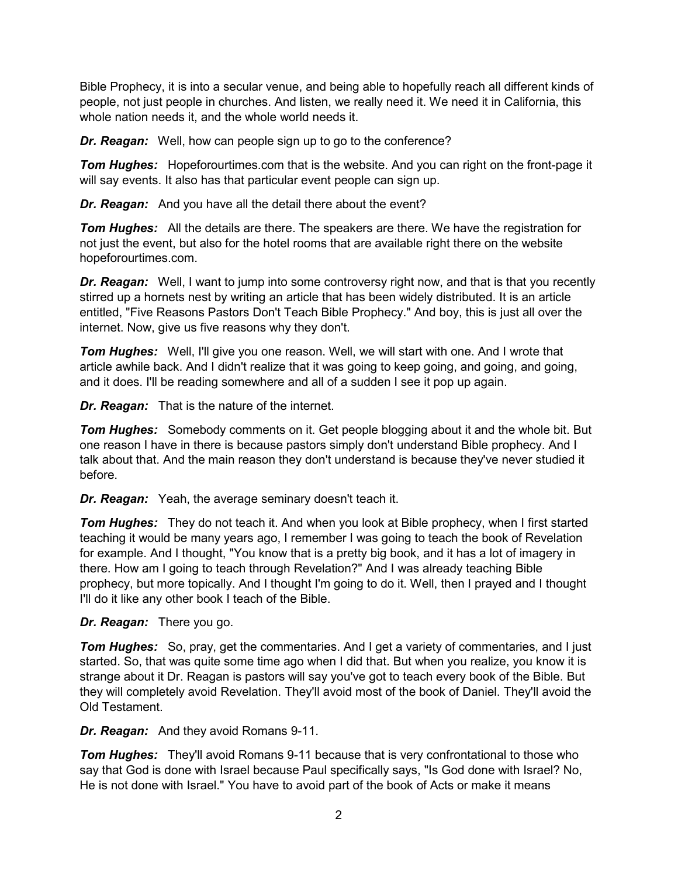Bible Prophecy, it is into a secular venue, and being able to hopefully reach all different kinds of people, not just people in churches. And listen, we really need it. We need it in California, this whole nation needs it, and the whole world needs it.

***Dr. Reagan:*** Well, how can people sign up to go to the conference?

***Tom Hughes:*** Hopeforourtimes.com that is the website. And you can right on the front-page it will say events. It also has that particular event people can sign up.

***Dr. Reagan:*** And you have all the detail there about the event?

***Tom Hughes:*** All the details are there. The speakers are there. We have the registration for not just the event, but also for the hotel rooms that are available right there on the website hopeforourtimes.com.

***Dr. Reagan:*** Well, I want to jump into some controversy right now, and that is that you recently stirred up a hornets nest by writing an article that has been widely distributed. It is an article entitled, "Five Reasons Pastors Don't Teach Bible Prophecy." And boy, this is just all over the internet. Now, give us five reasons why they don't.

***Tom Hughes:*** Well, I'll give you one reason. Well, we will start with one. And I wrote that article awhile back. And I didn't realize that it was going to keep going, and going, and going, and it does. I'll be reading somewhere and all of a sudden I see it pop up again.

***Dr. Reagan:*** That is the nature of the internet.

***Tom Hughes:*** Somebody comments on it. Get people blogging about it and the whole bit. But one reason I have in there is because pastors simply don't understand Bible prophecy. And I talk about that. And the main reason they don't understand is because they've never studied it before.

***Dr. Reagan:*** Yeah, the average seminary doesn't teach it.

***Tom Hughes:*** They do not teach it. And when you look at Bible prophecy, when I first started teaching it would be many years ago, I remember I was going to teach the book of Revelation for example. And I thought, "You know that is a pretty big book, and it has a lot of imagery in there. How am I going to teach through Revelation?" And I was already teaching Bible prophecy, but more topically. And I thought I'm going to do it. Well, then I prayed and I thought I'll do it like any other book I teach of the Bible.

***Dr. Reagan:*** There you go.

***Tom Hughes:*** So, pray, get the commentaries. And I get a variety of commentaries, and I just started. So, that was quite some time ago when I did that. But when you realize, you know it is strange about it Dr. Reagan is pastors will say you've got to teach every book of the Bible. But they will completely avoid Revelation. They'll avoid most of the book of Daniel. They'll avoid the Old Testament.

***Dr. Reagan:*** And they avoid Romans 9-11.

***Tom Hughes:*** They'll avoid Romans 9-11 because that is very confrontational to those who say that God is done with Israel because Paul specifically says, "Is God done with Israel? No, He is not done with Israel." You have to avoid part of the book of Acts or make it means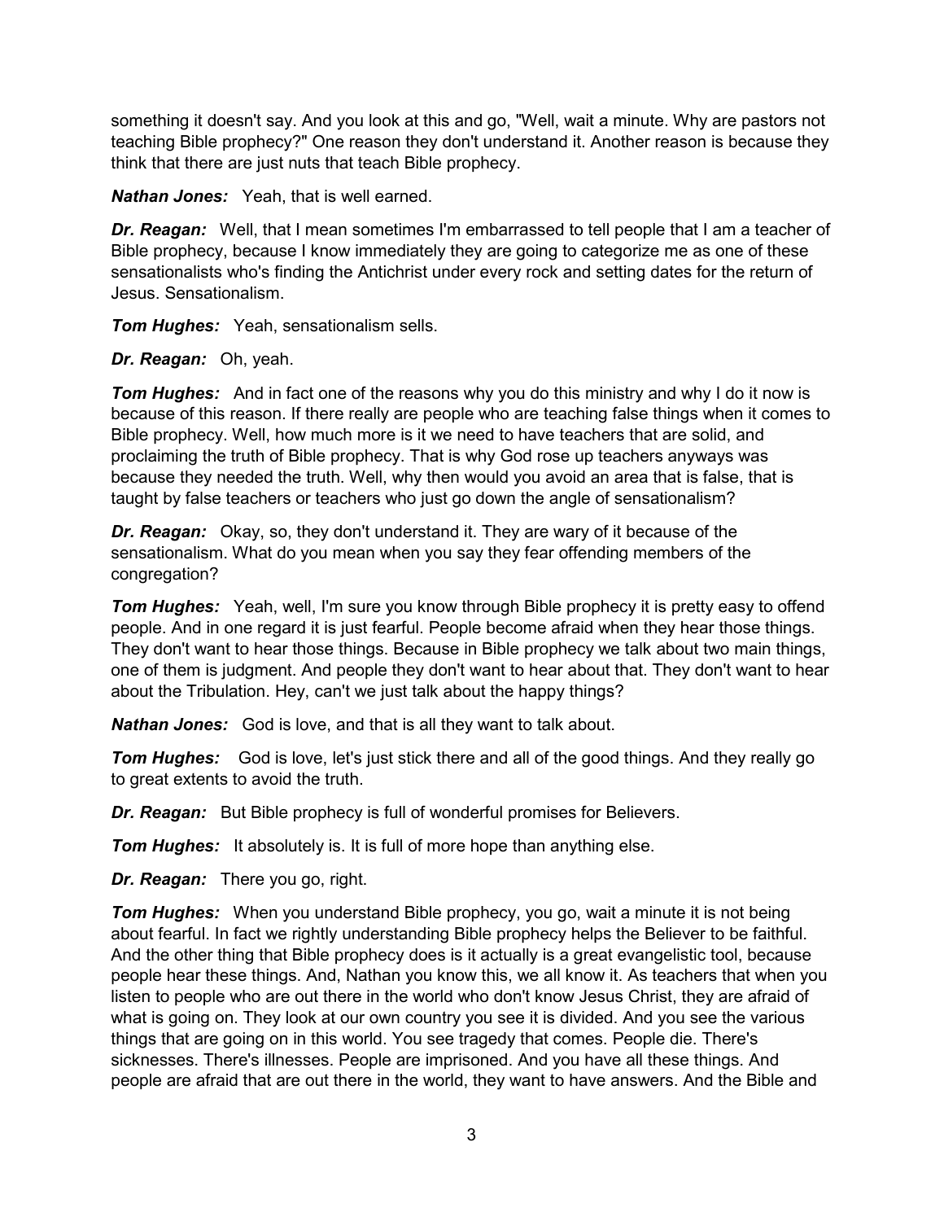something it doesn't say. And you look at this and go, "Well, wait a minute. Why are pastors not teaching Bible prophecy?" One reason they don't understand it. Another reason is because they think that there are just nuts that teach Bible prophecy.

***Nathan Jones:*** Yeah, that is well earned.

***Dr. Reagan:*** Well, that I mean sometimes I'm embarrassed to tell people that I am a teacher of Bible prophecy, because I know immediately they are going to categorize me as one of these sensationalists who's finding the Antichrist under every rock and setting dates for the return of Jesus. Sensationalism.

***Tom Hughes:*** Yeah, sensationalism sells.

***Dr. Reagan:*** Oh, yeah.

***Tom Hughes:*** And in fact one of the reasons why you do this ministry and why I do it now is because of this reason. If there really are people who are teaching false things when it comes to Bible prophecy. Well, how much more is it we need to have teachers that are solid, and proclaiming the truth of Bible prophecy. That is why God rose up teachers anyways was because they needed the truth. Well, why then would you avoid an area that is false, that is taught by false teachers or teachers who just go down the angle of sensationalism?

***Dr. Reagan:*** Okay, so, they don't understand it. They are wary of it because of the sensationalism. What do you mean when you say they fear offending members of the congregation?

***Tom Hughes:*** Yeah, well, I'm sure you know through Bible prophecy it is pretty easy to offend people. And in one regard it is just fearful. People become afraid when they hear those things. They don't want to hear those things. Because in Bible prophecy we talk about two main things, one of them is judgment. And people they don't want to hear about that. They don't want to hear about the Tribulation. Hey, can't we just talk about the happy things?

***Nathan Jones:*** God is love, and that is all they want to talk about.

***Tom Hughes:*** God is love, let's just stick there and all of the good things. And they really go to great extents to avoid the truth.

***Dr. Reagan:*** But Bible prophecy is full of wonderful promises for Believers.

***Tom Hughes:*** It absolutely is. It is full of more hope than anything else.

***Dr. Reagan:*** There you go, right.

***Tom Hughes:*** When you understand Bible prophecy, you go, wait a minute it is not being about fearful. In fact we rightly understanding Bible prophecy helps the Believer to be faithful. And the other thing that Bible prophecy does is it actually is a great evangelistic tool, because people hear these things. And, Nathan you know this, we all know it. As teachers that when you listen to people who are out there in the world who don't know Jesus Christ, they are afraid of what is going on. They look at our own country you see it is divided. And you see the various things that are going on in this world. You see tragedy that comes. People die. There's sicknesses. There's illnesses. People are imprisoned. And you have all these things. And people are afraid that are out there in the world, they want to have answers. And the Bible and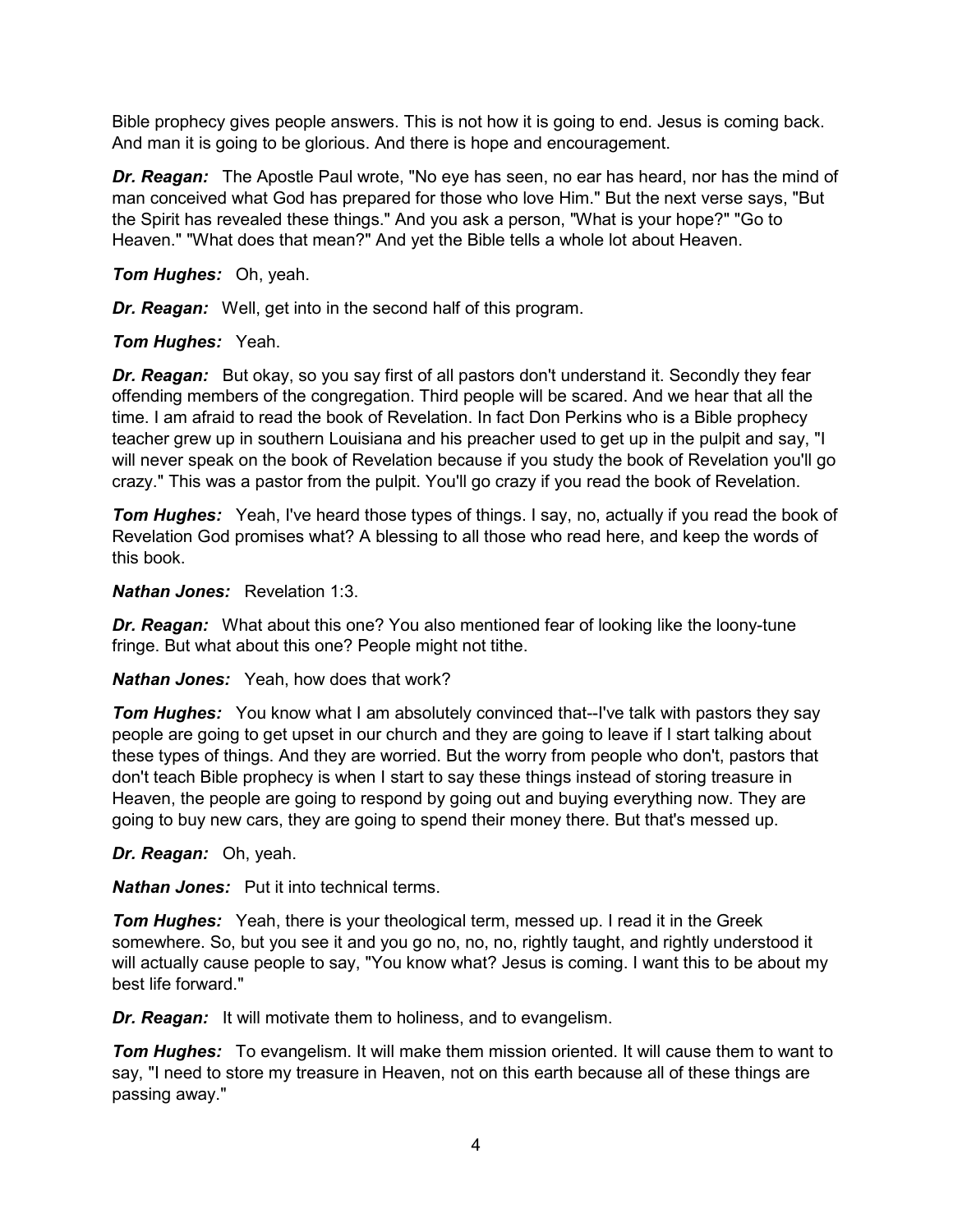Bible prophecy gives people answers. This is not how it is going to end. Jesus is coming back. And man it is going to be glorious. And there is hope and encouragement.

***Dr. Reagan:*** The Apostle Paul wrote, "No eye has seen, no ear has heard, nor has the mind of man conceived what God has prepared for those who love Him." But the next verse says, "But the Spirit has revealed these things." And you ask a person, "What is your hope?" "Go to Heaven." "What does that mean?" And yet the Bible tells a whole lot about Heaven.

***Tom Hughes:*** Oh, yeah.

***Dr. Reagan:*** Well, get into in the second half of this program.

***Tom Hughes:*** Yeah.

***Dr. Reagan:*** But okay, so you say first of all pastors don't understand it. Secondly they fear offending members of the congregation. Third people will be scared. And we hear that all the time. I am afraid to read the book of Revelation. In fact Don Perkins who is a Bible prophecy teacher grew up in southern Louisiana and his preacher used to get up in the pulpit and say, "I will never speak on the book of Revelation because if you study the book of Revelation you'll go crazy." This was a pastor from the pulpit. You'll go crazy if you read the book of Revelation.

***Tom Hughes:*** Yeah, I've heard those types of things. I say, no, actually if you read the book of Revelation God promises what? A blessing to all those who read here, and keep the words of this book.

***Nathan Jones:*** Revelation 1:3.

***Dr. Reagan:*** What about this one? You also mentioned fear of looking like the loony-tune fringe. But what about this one? People might not tithe.

***Nathan Jones:*** Yeah, how does that work?

***Tom Hughes:*** You know what I am absolutely convinced that--I've talk with pastors they say people are going to get upset in our church and they are going to leave if I start talking about these types of things. And they are worried. But the worry from people who don't, pastors that don't teach Bible prophecy is when I start to say these things instead of storing treasure in Heaven, the people are going to respond by going out and buying everything now. They are going to buy new cars, they are going to spend their money there. But that's messed up.

***Dr. Reagan:*** Oh, yeah.

***Nathan Jones:*** Put it into technical terms.

***Tom Hughes:*** Yeah, there is your theological term, messed up. I read it in the Greek somewhere. So, but you see it and you go no, no, no, rightly taught, and rightly understood it will actually cause people to say, "You know what? Jesus is coming. I want this to be about my best life forward."

***Dr. Reagan:*** It will motivate them to holiness, and to evangelism.

***Tom Hughes:*** To evangelism. It will make them mission oriented. It will cause them to want to say, "I need to store my treasure in Heaven, not on this earth because all of these things are passing away."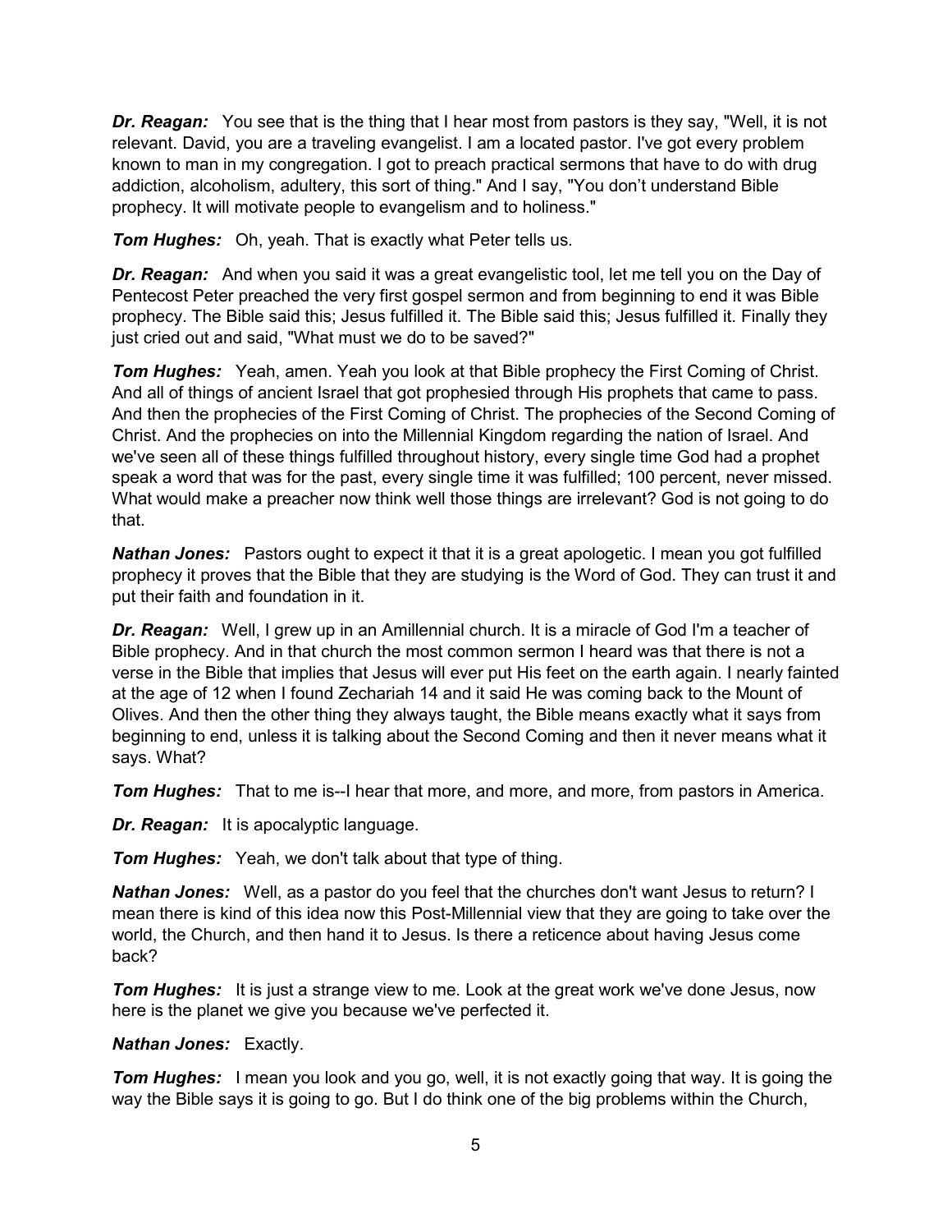***Dr. Reagan:*** You see that is the thing that I hear most from pastors is they say, "Well, it is not relevant. David, you are a traveling evangelist. I am a located pastor. I've got every problem known to man in my congregation. I got to preach practical sermons that have to do with drug addiction, alcoholism, adultery, this sort of thing." And I say, "You don't understand Bible prophecy. It will motivate people to evangelism and to holiness."

***Tom Hughes:*** Oh, yeah. That is exactly what Peter tells us.

***Dr. Reagan:*** And when you said it was a great evangelistic tool, let me tell you on the Day of Pentecost Peter preached the very first gospel sermon and from beginning to end it was Bible prophecy. The Bible said this; Jesus fulfilled it. The Bible said this; Jesus fulfilled it. Finally they just cried out and said, "What must we do to be saved?"

***Tom Hughes:*** Yeah, amen. Yeah you look at that Bible prophecy the First Coming of Christ. And all of things of ancient Israel that got prophesied through His prophets that came to pass. And then the prophecies of the First Coming of Christ. The prophecies of the Second Coming of Christ. And the prophecies on into the Millennial Kingdom regarding the nation of Israel. And we've seen all of these things fulfilled throughout history, every single time God had a prophet speak a word that was for the past, every single time it was fulfilled; 100 percent, never missed. What would make a preacher now think well those things are irrelevant? God is not going to do that.

***Nathan Jones:*** Pastors ought to expect it that it is a great apologetic. I mean you got fulfilled prophecy it proves that the Bible that they are studying is the Word of God. They can trust it and put their faith and foundation in it.

***Dr. Reagan:*** Well, I grew up in an Amillennial church. It is a miracle of God I'm a teacher of Bible prophecy. And in that church the most common sermon I heard was that there is not a verse in the Bible that implies that Jesus will ever put His feet on the earth again. I nearly fainted at the age of 12 when I found Zechariah 14 and it said He was coming back to the Mount of Olives. And then the other thing they always taught, the Bible means exactly what it says from beginning to end, unless it is talking about the Second Coming and then it never means what it says. What?

***Tom Hughes:*** That to me is--I hear that more, and more, and more, from pastors in America.

***Dr. Reagan:*** It is apocalyptic language.

***Tom Hughes:*** Yeah, we don't talk about that type of thing.

***Nathan Jones:*** Well, as a pastor do you feel that the churches don't want Jesus to return? I mean there is kind of this idea now this Post-Millennial view that they are going to take over the world, the Church, and then hand it to Jesus. Is there a reticence about having Jesus come back?

***Tom Hughes:*** It is just a strange view to me. Look at the great work we've done Jesus, now here is the planet we give you because we've perfected it.

***Nathan Jones:*** Exactly.

***Tom Hughes:*** I mean you look and you go, well, it is not exactly going that way. It is going the way the Bible says it is going to go. But I do think one of the big problems within the Church,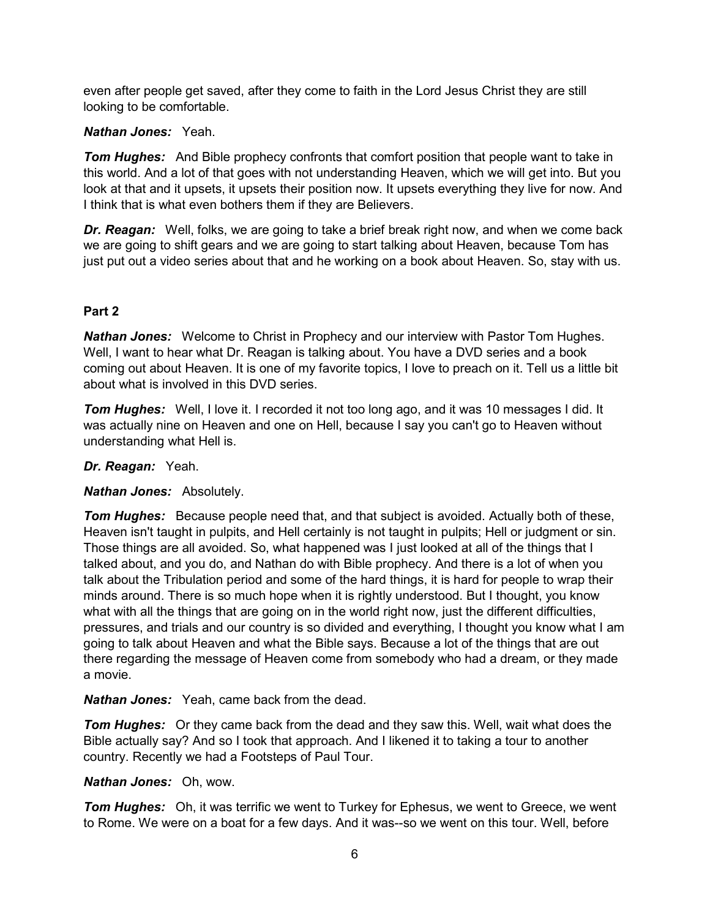even after people get saved, after they come to faith in the Lord Jesus Christ they are still looking to be comfortable.

***Nathan Jones:*** Yeah.

***Tom Hughes:*** And Bible prophecy confronts that comfort position that people want to take in this world. And a lot of that goes with not understanding Heaven, which we will get into. But you look at that and it upsets, it upsets their position now. It upsets everything they live for now. And I think that is what even bothers them if they are Believers.

***Dr. Reagan:*** Well, folks, we are going to take a brief break right now, and when we come back we are going to shift gears and we are going to start talking about Heaven, because Tom has just put out a video series about that and he working on a book about Heaven. So, stay with us.

**Part 2**

***Nathan Jones:*** Welcome to Christ in Prophecy and our interview with Pastor Tom Hughes. Well, I want to hear what Dr. Reagan is talking about. You have a DVD series and a book coming out about Heaven. It is one of my favorite topics, I love to preach on it. Tell us a little bit about what is involved in this DVD series.

***Tom Hughes:*** Well, I love it. I recorded it not too long ago, and it was 10 messages I did. It was actually nine on Heaven and one on Hell, because I say you can't go to Heaven without understanding what Hell is.

***Dr. Reagan:*** Yeah.

***Nathan Jones:*** Absolutely.

***Tom Hughes:*** Because people need that, and that subject is avoided. Actually both of these, Heaven isn't taught in pulpits, and Hell certainly is not taught in pulpits; Hell or judgment or sin. Those things are all avoided. So, what happened was I just looked at all of the things that I talked about, and you do, and Nathan do with Bible prophecy. And there is a lot of when you talk about the Tribulation period and some of the hard things, it is hard for people to wrap their minds around. There is so much hope when it is rightly understood. But I thought, you know what with all the things that are going on in the world right now, just the different difficulties, pressures, and trials and our country is so divided and everything, I thought you know what I am going to talk about Heaven and what the Bible says. Because a lot of the things that are out there regarding the message of Heaven come from somebody who had a dream, or they made a movie.

***Nathan Jones:*** Yeah, came back from the dead.

***Tom Hughes:*** Or they came back from the dead and they saw this. Well, wait what does the Bible actually say? And so I took that approach. And I likened it to taking a tour to another country. Recently we had a Footsteps of Paul Tour.

***Nathan Jones:*** Oh, wow.

***Tom Hughes:*** Oh, it was terrific we went to Turkey for Ephesus, we went to Greece, we went to Rome. We were on a boat for a few days. And it was--so we went on this tour. Well, before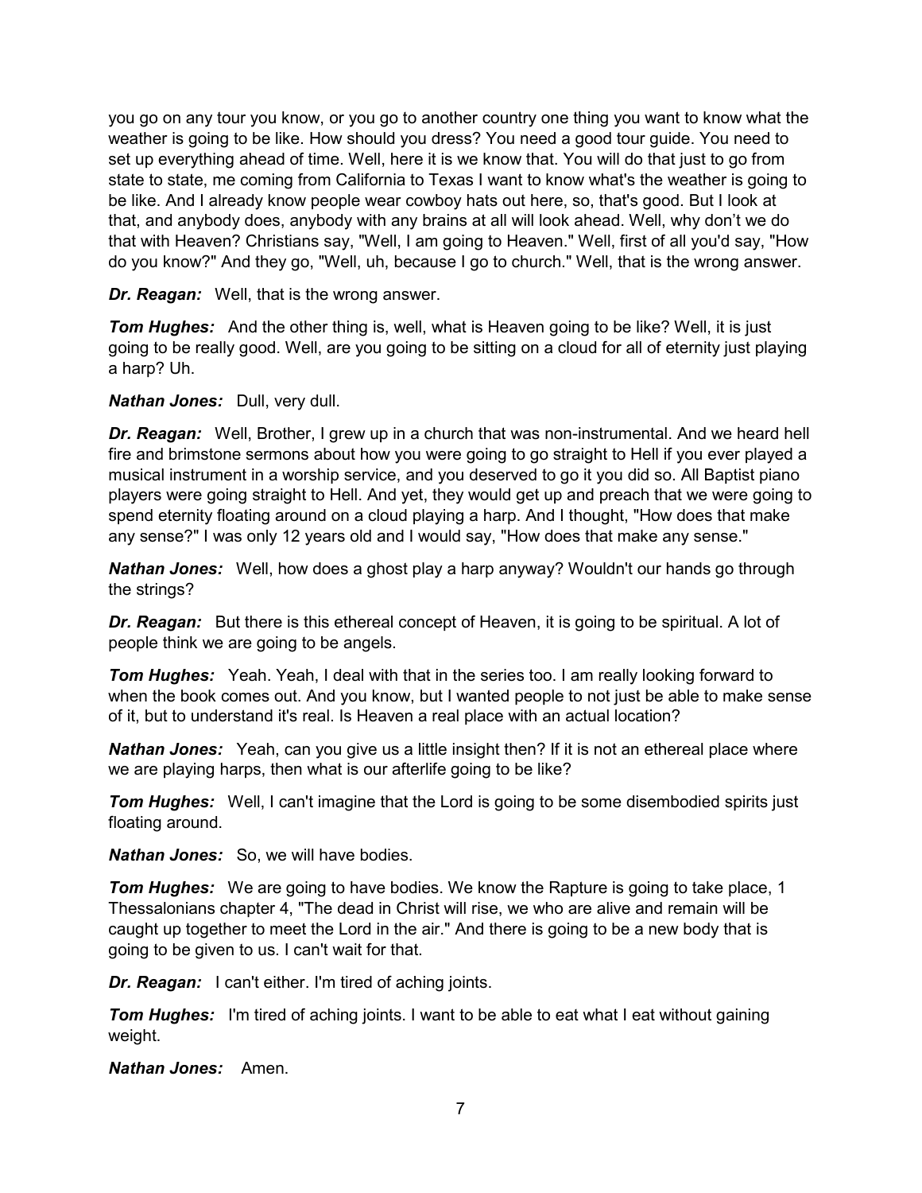you go on any tour you know, or you go to another country one thing you want to know what the weather is going to be like. How should you dress? You need a good tour guide. You need to set up everything ahead of time. Well, here it is we know that. You will do that just to go from state to state, me coming from California to Texas I want to know what's the weather is going to be like. And I already know people wear cowboy hats out here, so, that's good. But I look at that, and anybody does, anybody with any brains at all will look ahead. Well, why don't we do that with Heaven? Christians say, "Well, I am going to Heaven." Well, first of all you'd say, "How do you know?" And they go, "Well, uh, because I go to church." Well, that is the wrong answer.

***Dr. Reagan:*** Well, that is the wrong answer.

***Tom Hughes:*** And the other thing is, well, what is Heaven going to be like? Well, it is just going to be really good. Well, are you going to be sitting on a cloud for all of eternity just playing a harp? Uh.

***Nathan Jones:*** Dull, very dull.

***Dr. Reagan:*** Well, Brother, I grew up in a church that was non-instrumental. And we heard hell fire and brimstone sermons about how you were going to go straight to Hell if you ever played a musical instrument in a worship service, and you deserved to go it you did so. All Baptist piano players were going straight to Hell. And yet, they would get up and preach that we were going to spend eternity floating around on a cloud playing a harp. And I thought, "How does that make any sense?" I was only 12 years old and I would say, "How does that make any sense."

***Nathan Jones:*** Well, how does a ghost play a harp anyway? Wouldn't our hands go through the strings?

***Dr. Reagan:*** But there is this ethereal concept of Heaven, it is going to be spiritual. A lot of people think we are going to be angels.

***Tom Hughes:*** Yeah. Yeah, I deal with that in the series too. I am really looking forward to when the book comes out. And you know, but I wanted people to not just be able to make sense of it, but to understand it's real. Is Heaven a real place with an actual location?

***Nathan Jones:*** Yeah, can you give us a little insight then? If it is not an ethereal place where we are playing harps, then what is our afterlife going to be like?

***Tom Hughes:*** Well, I can't imagine that the Lord is going to be some disembodied spirits just floating around.

***Nathan Jones:*** So, we will have bodies.

***Tom Hughes:*** We are going to have bodies. We know the Rapture is going to take place, 1 Thessalonians chapter 4, "The dead in Christ will rise, we who are alive and remain will be caught up together to meet the Lord in the air." And there is going to be a new body that is going to be given to us. I can't wait for that.

***Dr. Reagan:*** I can't either. I'm tired of aching joints.

***Tom Hughes:*** I'm tired of aching joints. I want to be able to eat what I eat without gaining weight.

***Nathan Jones:*** Amen.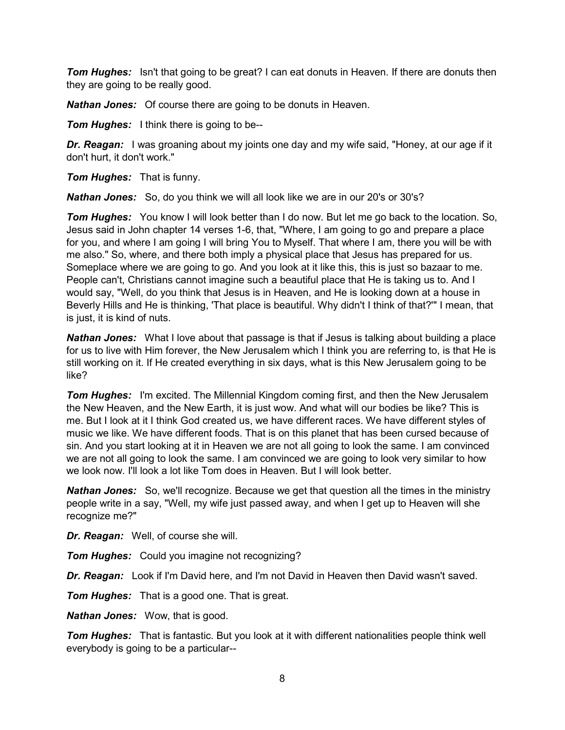**_Tom Hughes:_** Isn't that going to be great? I can eat donuts in Heaven. If there are donuts then they are going to be really good.

**_Nathan Jones:_** Of course there are going to be donuts in Heaven.

**_Tom Hughes:_** I think there is going to be--

**_Dr. Reagan:_** I was groaning about my joints one day and my wife said, "Honey, at our age if it don't hurt, it don't work."

**_Tom Hughes:_** That is funny.

**_Nathan Jones:_** So, do you think we will all look like we are in our 20's or 30's?

**_Tom Hughes:_** You know I will look better than I do now. But let me go back to the location. So, Jesus said in John chapter 14 verses 1-6, that, "Where, I am going to go and prepare a place for you, and where I am going I will bring You to Myself. That where I am, there you will be with me also." So, where, and there both imply a physical place that Jesus has prepared for us. Someplace where we are going to go. And you look at it like this, this is just so bazaar to me. People can't, Christians cannot imagine such a beautiful place that He is taking us to. And I would say, "Well, do you think that Jesus is in Heaven, and He is looking down at a house in Beverly Hills and He is thinking, 'That place is beautiful. Why didn't I think of that?'" I mean, that is just, it is kind of nuts.

**_Nathan Jones:_** What I love about that passage is that if Jesus is talking about building a place for us to live with Him forever, the New Jerusalem which I think you are referring to, is that He is still working on it. If He created everything in six days, what is this New Jerusalem going to be like?

**_Tom Hughes:_** I'm excited. The Millennial Kingdom coming first, and then the New Jerusalem the New Heaven, and the New Earth, it is just wow. And what will our bodies be like? This is me. But I look at it I think God created us, we have different races. We have different styles of music we like. We have different foods. That is on this planet that has been cursed because of sin. And you start looking at it in Heaven we are not all going to look the same. I am convinced we are not all going to look the same. I am convinced we are going to look very similar to how we look now. I'll look a lot like Tom does in Heaven. But I will look better.

**_Nathan Jones:_** So, we'll recognize. Because we get that question all the times in the ministry people write in a say, "Well, my wife just passed away, and when I get up to Heaven will she recognize me?"

**_Dr. Reagan:_** Well, of course she will.

**_Tom Hughes:_** Could you imagine not recognizing?

**_Dr. Reagan:_** Look if I'm David here, and I'm not David in Heaven then David wasn't saved.

**_Tom Hughes:_** That is a good one. That is great.

**_Nathan Jones:_** Wow, that is good.

**_Tom Hughes:_** That is fantastic. But you look at it with different nationalities people think well everybody is going to be a particular--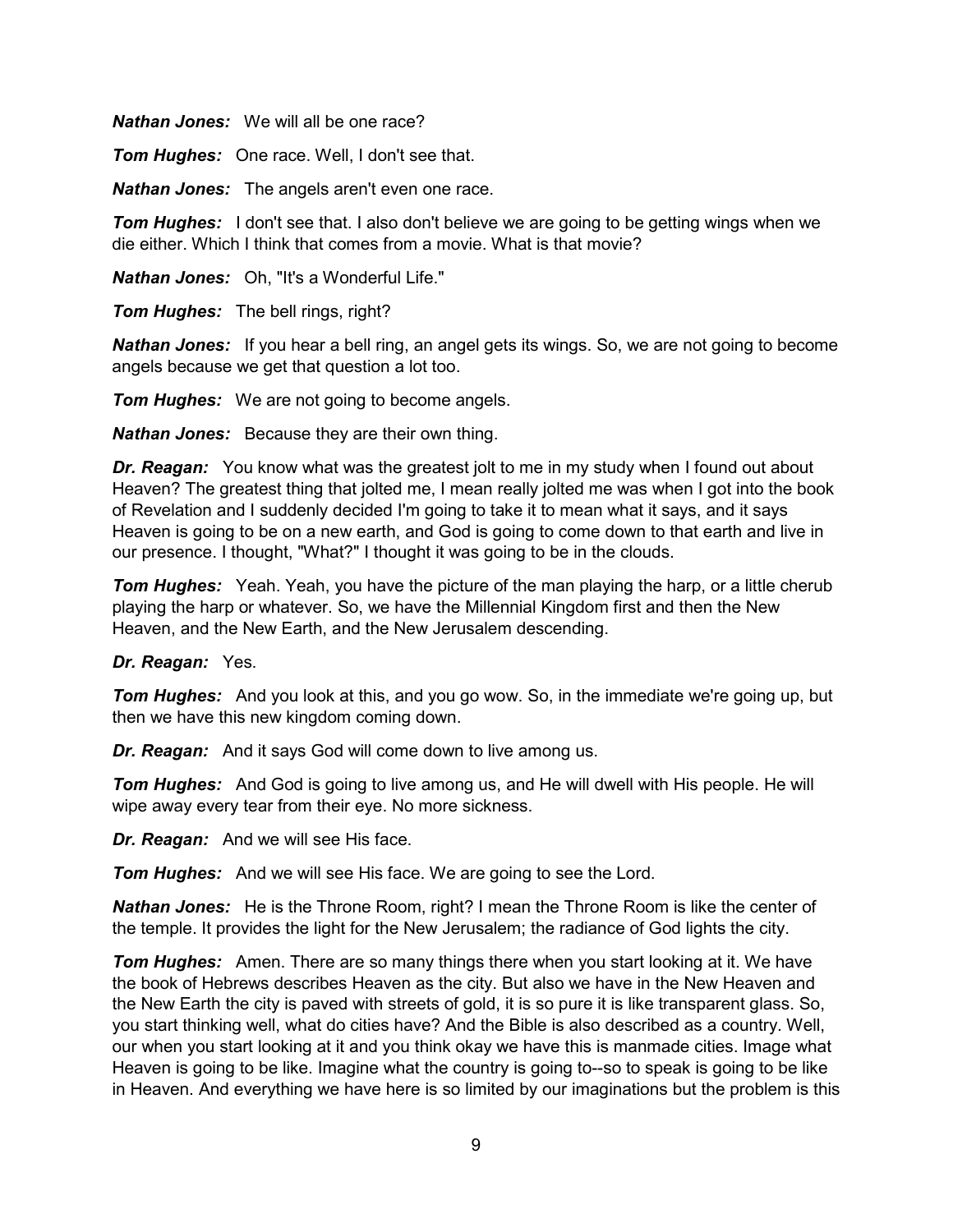***Nathan Jones:*** We will all be one race?

***Tom Hughes:*** One race. Well, I don't see that.

***Nathan Jones:*** The angels aren't even one race.

***Tom Hughes:*** I don't see that. I also don't believe we are going to be getting wings when we die either. Which I think that comes from a movie. What is that movie?

***Nathan Jones:*** Oh, "It's a Wonderful Life."

***Tom Hughes:*** The bell rings, right?

***Nathan Jones:*** If you hear a bell ring, an angel gets its wings. So, we are not going to become angels because we get that question a lot too.

***Tom Hughes:*** We are not going to become angels.

***Nathan Jones:*** Because they are their own thing.

***Dr. Reagan:*** You know what was the greatest jolt to me in my study when I found out about Heaven? The greatest thing that jolted me, I mean really jolted me was when I got into the book of Revelation and I suddenly decided I'm going to take it to mean what it says, and it says Heaven is going to be on a new earth, and God is going to come down to that earth and live in our presence. I thought, "What?" I thought it was going to be in the clouds.

***Tom Hughes:*** Yeah. Yeah, you have the picture of the man playing the harp, or a little cherub playing the harp or whatever. So, we have the Millennial Kingdom first and then the New Heaven, and the New Earth, and the New Jerusalem descending.

***Dr. Reagan:*** Yes.

***Tom Hughes:*** And you look at this, and you go wow. So, in the immediate we're going up, but then we have this new kingdom coming down.

***Dr. Reagan:*** And it says God will come down to live among us.

***Tom Hughes:*** And God is going to live among us, and He will dwell with His people. He will wipe away every tear from their eye. No more sickness.

***Dr. Reagan:*** And we will see His face.

***Tom Hughes:*** And we will see His face. We are going to see the Lord.

***Nathan Jones:*** He is the Throne Room, right? I mean the Throne Room is like the center of the temple. It provides the light for the New Jerusalem; the radiance of God lights the city.

***Tom Hughes:*** Amen. There are so many things there when you start looking at it. We have the book of Hebrews describes Heaven as the city. But also we have in the New Heaven and the New Earth the city is paved with streets of gold, it is so pure it is like transparent glass. So, you start thinking well, what do cities have? And the Bible is also described as a country. Well, our when you start looking at it and you think okay we have this is manmade cities. Image what Heaven is going to be like. Imagine what the country is going to--so to speak is going to be like in Heaven. And everything we have here is so limited by our imaginations but the problem is this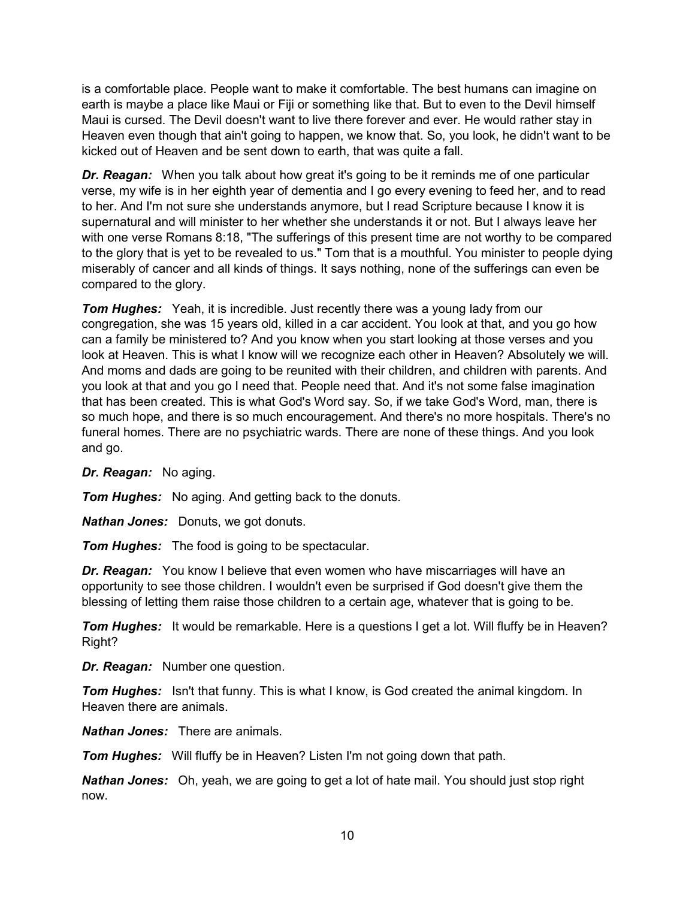is a comfortable place. People want to make it comfortable. The best humans can imagine on earth is maybe a place like Maui or Fiji or something like that. But to even to the Devil himself Maui is cursed. The Devil doesn't want to live there forever and ever. He would rather stay in Heaven even though that ain't going to happen, we know that. So, you look, he didn't want to be kicked out of Heaven and be sent down to earth, that was quite a fall.

***Dr. Reagan:*** When you talk about how great it's going to be it reminds me of one particular verse, my wife is in her eighth year of dementia and I go every evening to feed her, and to read to her. And I'm not sure she understands anymore, but I read Scripture because I know it is supernatural and will minister to her whether she understands it or not. But I always leave her with one verse Romans 8:18, "The sufferings of this present time are not worthy to be compared to the glory that is yet to be revealed to us." Tom that is a mouthful. You minister to people dying miserably of cancer and all kinds of things. It says nothing, none of the sufferings can even be compared to the glory.

***Tom Hughes:*** Yeah, it is incredible. Just recently there was a young lady from our congregation, she was 15 years old, killed in a car accident. You look at that, and you go how can a family be ministered to? And you know when you start looking at those verses and you look at Heaven. This is what I know will we recognize each other in Heaven? Absolutely we will. And moms and dads are going to be reunited with their children, and children with parents. And you look at that and you go I need that. People need that. And it's not some false imagination that has been created. This is what God's Word say. So, if we take God's Word, man, there is so much hope, and there is so much encouragement. And there's no more hospitals. There's no funeral homes. There are no psychiatric wards. There are none of these things. And you look and go.

***Dr. Reagan:*** No aging.

***Tom Hughes:*** No aging. And getting back to the donuts.

***Nathan Jones:*** Donuts, we got donuts.

***Tom Hughes:*** The food is going to be spectacular.

***Dr. Reagan:*** You know I believe that even women who have miscarriages will have an opportunity to see those children. I wouldn't even be surprised if God doesn't give them the blessing of letting them raise those children to a certain age, whatever that is going to be.

***Tom Hughes:*** It would be remarkable. Here is a questions I get a lot. Will fluffy be in Heaven? Right?

***Dr. Reagan:*** Number one question.

***Tom Hughes:*** Isn't that funny. This is what I know, is God created the animal kingdom. In Heaven there are animals.

***Nathan Jones:*** There are animals.

***Tom Hughes:*** Will fluffy be in Heaven? Listen I'm not going down that path.

***Nathan Jones:*** Oh, yeah, we are going to get a lot of hate mail. You should just stop right now.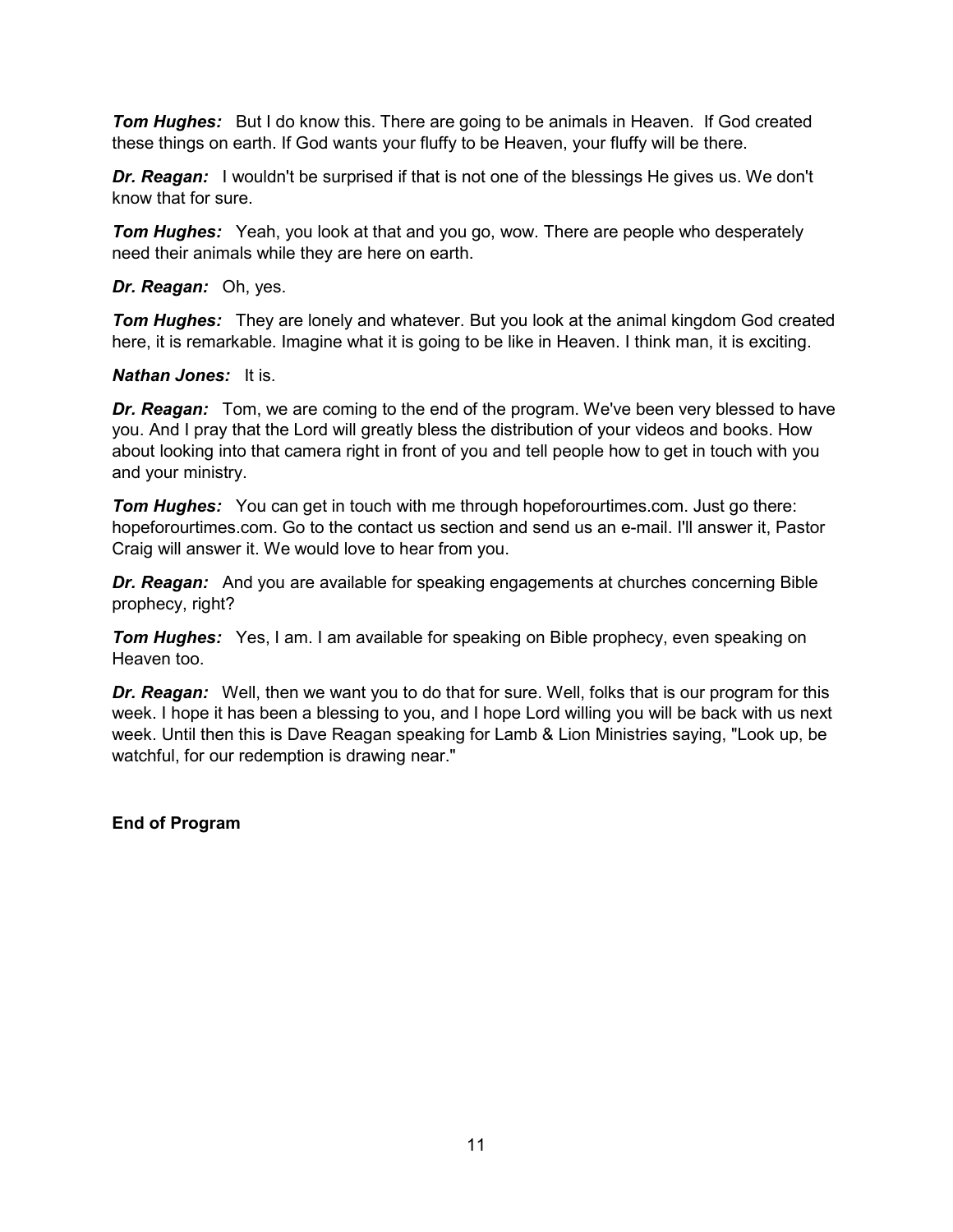***Tom Hughes:*** But I do know this. There are going to be animals in Heaven. If God created these things on earth. If God wants your fluffy to be Heaven, your fluffy will be there.

***Dr. Reagan:*** I wouldn't be surprised if that is not one of the blessings He gives us. We don't know that for sure.

***Tom Hughes:*** Yeah, you look at that and you go, wow. There are people who desperately need their animals while they are here on earth.

***Dr. Reagan:*** Oh, yes.

***Tom Hughes:*** They are lonely and whatever. But you look at the animal kingdom God created here, it is remarkable. Imagine what it is going to be like in Heaven. I think man, it is exciting.

***Nathan Jones:*** It is.

***Dr. Reagan:*** Tom, we are coming to the end of the program. We've been very blessed to have you. And I pray that the Lord will greatly bless the distribution of your videos and books. How about looking into that camera right in front of you and tell people how to get in touch with you and your ministry.

***Tom Hughes:*** You can get in touch with me through hopeforourtimes.com. Just go there: hopeforourtimes.com. Go to the contact us section and send us an e-mail. I'll answer it, Pastor Craig will answer it. We would love to hear from you.

***Dr. Reagan:*** And you are available for speaking engagements at churches concerning Bible prophecy, right?

***Tom Hughes:*** Yes, I am. I am available for speaking on Bible prophecy, even speaking on Heaven too.

***Dr. Reagan:*** Well, then we want you to do that for sure. Well, folks that is our program for this week. I hope it has been a blessing to you, and I hope Lord willing you will be back with us next week. Until then this is Dave Reagan speaking for Lamb & Lion Ministries saying, "Look up, be watchful, for our redemption is drawing near."

**End of Program**